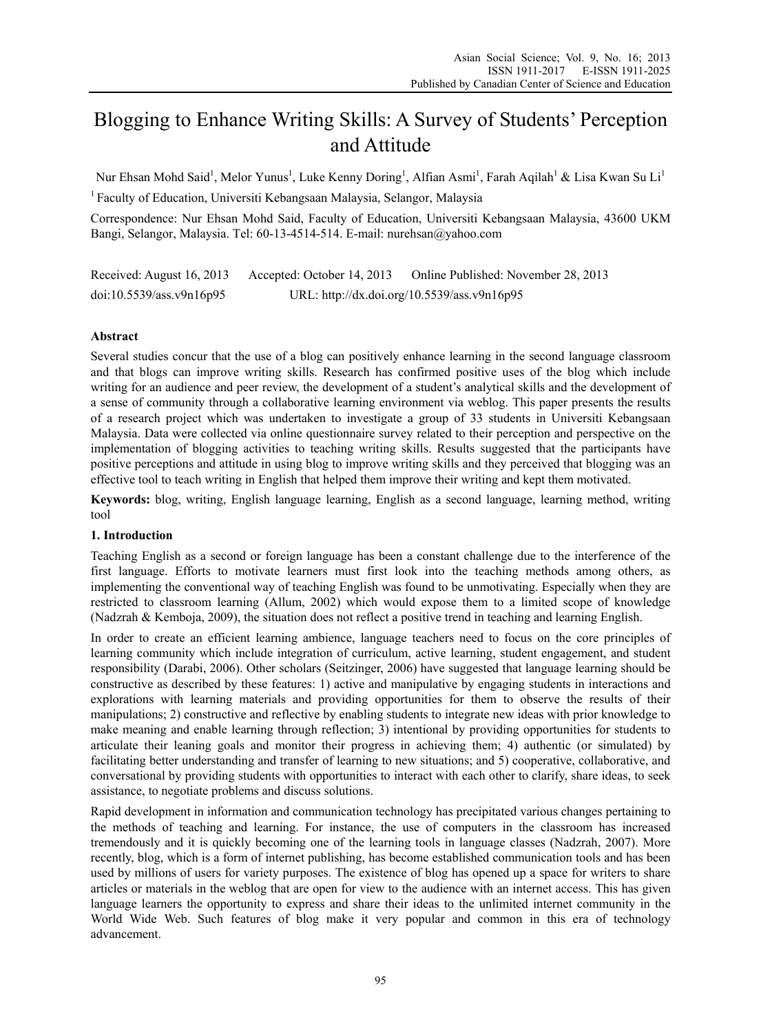# Blogging to Enhance Writing Skills: A Survey of Students' Perception and Attitude

Nur Ehsan Mohd Said[1], Melor Yunus[1], Luke Kenny Doring[1], Alfian Asmi[1], Farah Aqilah[1] & Lisa Kwan Su Li[1]

[1] Faculty of Education, Universiti Kebangsaan Malaysia, Selangor, Malaysia

Correspondence: Nur Ehsan Mohd Said, Faculty of Education, Universiti Kebangsaan Malaysia, 43600 UKM Bangi, Selangor, Malaysia. Tel: 60-13-4514-514. E-mail: nurehsan@yahoo.com

Received: August 16, 2013 Accepted: October 14, 2013 Online Published: November 28, 2013

doi:10.5539/ass.v9n16p95 URL: http://dx.doi.org/10.5539/ass.v9n16p95

## Abstract

Several studies concur that the use of a blog can positively enhance learning in the second language classroom and that blogs can improve writing skills. Research has confirmed positive uses of the blog which include writing for an audience and peer review, the development of a student's analytical skills and the development of a sense of community through a collaborative learning environment via weblog. This paper presents the results of a research project which was undertaken to investigate a group of 33 students in Universiti Kebangsaan Malaysia. Data were collected via online questionnaire survey related to their perception and perspective on the implementation of blogging activities to teaching writing skills. Results suggested that the participants have positive perceptions and attitude in using blog to improve writing skills and they perceived that blogging was an effective tool to teach writing in English that helped them improve their writing and kept them motivated.

**Keywords:** blog, writing, English language learning, English as a second language, learning method, writing tool

## 1. Introduction

Teaching English as a second or foreign language has been a constant challenge due to the interference of the first language. Efforts to motivate learners must first look into the teaching methods among others, as implementing the conventional way of teaching English was found to be unmotivating. Especially when they are restricted to classroom learning (Allum, 2002) which would expose them to a limited scope of knowledge (Nadzrah & Kemboja, 2009), the situation does not reflect a positive trend in teaching and learning English.

In order to create an efficient learning ambience, language teachers need to focus on the core principles of learning community which include integration of curriculum, active learning, student engagement, and student responsibility (Darabi, 2006). Other scholars (Seitzinger, 2006) have suggested that language learning should be constructive as described by these features: 1) active and manipulative by engaging students in interactions and explorations with learning materials and providing opportunities for them to observe the results of their manipulations; 2) constructive and reflective by enabling students to integrate new ideas with prior knowledge to make meaning and enable learning through reflection; 3) intentional by providing opportunities for students to articulate their leaning goals and monitor their progress in achieving them; 4) authentic (or simulated) by facilitating better understanding and transfer of learning to new situations; and 5) cooperative, collaborative, and conversational by providing students with opportunities to interact with each other to clarify, share ideas, to seek assistance, to negotiate problems and discuss solutions.

Rapid development in information and communication technology has precipitated various changes pertaining to the methods of teaching and learning. For instance, the use of computers in the classroom has increased tremendously and it is quickly becoming one of the learning tools in language classes (Nadzrah, 2007). More recently, blog, which is a form of internet publishing, has become established communication tools and has been used by millions of users for variety purposes. The existence of blog has opened up a space for writers to share articles or materials in the weblog that are open for view to the audience with an internet access. This has given language learners the opportunity to express and share their ideas to the unlimited internet community in the World Wide Web. Such features of blog make it very popular and common in this era of technology advancement.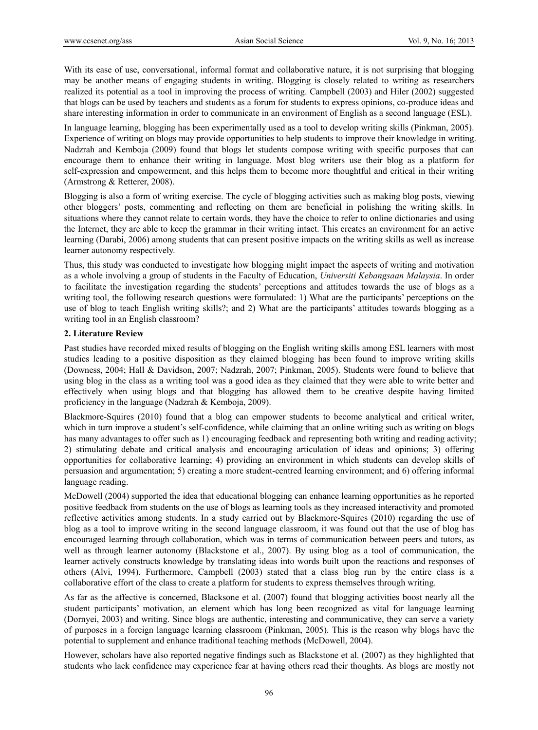With its ease of use, conversational, informal format and collaborative nature, it is not surprising that blogging may be another means of engaging students in writing. Blogging is closely related to writing as researchers realized its potential as a tool in improving the process of writing. Campbell (2003) and Hiler (2002) suggested that blogs can be used by teachers and students as a forum for students to express opinions, co-produce ideas and share interesting information in order to communicate in an environment of English as a second language (ESL).

In language learning, blogging has been experimentally used as a tool to develop writing skills (Pinkman, 2005). Experience of writing on blogs may provide opportunities to help students to improve their knowledge in writing. Nadzrah and Kemboja (2009) found that blogs let students compose writing with specific purposes that can encourage them to enhance their writing in language. Most blog writers use their blog as a platform for self-expression and empowerment, and this helps them to become more thoughtful and critical in their writing (Armstrong & Retterer, 2008).

Blogging is also a form of writing exercise. The cycle of blogging activities such as making blog posts, viewing other bloggers' posts, commenting and reflecting on them are beneficial in polishing the writing skills. In situations where they cannot relate to certain words, they have the choice to refer to online dictionaries and using the Internet, they are able to keep the grammar in their writing intact. This creates an environment for an active learning (Darabi, 2006) among students that can present positive impacts on the writing skills as well as increase learner autonomy respectively.

Thus, this study was conducted to investigate how blogging might impact the aspects of writing and motivation as a whole involving a group of students in the Faculty of Education, *Universiti Kebangsaan Malaysia*. In order to facilitate the investigation regarding the students' perceptions and attitudes towards the use of blogs as a writing tool, the following research questions were formulated: 1) What are the participants' perceptions on the use of blog to teach English writing skills?; and 2) What are the participants' attitudes towards blogging as a writing tool in an English classroom?

## 2. Literature Review

Past studies have recorded mixed results of blogging on the English writing skills among ESL learners with most studies leading to a positive disposition as they claimed blogging has been found to improve writing skills (Downess, 2004; Hall & Davidson, 2007; Nadzrah, 2007; Pinkman, 2005). Students were found to believe that using blog in the class as a writing tool was a good idea as they claimed that they were able to write better and effectively when using blogs and that blogging has allowed them to be creative despite having limited proficiency in the language (Nadzrah & Kemboja, 2009).

Blackmore-Squires (2010) found that a blog can empower students to become analytical and critical writer, which in turn improve a student's self-confidence, while claiming that an online writing such as writing on blogs has many advantages to offer such as 1) encouraging feedback and representing both writing and reading activity; 2) stimulating debate and critical analysis and encouraging articulation of ideas and opinions; 3) offering opportunities for collaborative learning; 4) providing an environment in which students can develop skills of persuasion and argumentation; 5) creating a more student-centred learning environment; and 6) offering informal language reading.

McDowell (2004) supported the idea that educational blogging can enhance learning opportunities as he reported positive feedback from students on the use of blogs as learning tools as they increased interactivity and promoted reflective activities among students. In a study carried out by Blackmore-Squires (2010) regarding the use of blog as a tool to improve writing in the second language classroom, it was found out that the use of blog has encouraged learning through collaboration, which was in terms of communication between peers and tutors, as well as through learner autonomy (Blackstone et al., 2007). By using blog as a tool of communication, the learner actively constructs knowledge by translating ideas into words built upon the reactions and responses of others (Alvi, 1994). Furthermore, Campbell (2003) stated that a class blog run by the entire class is a collaborative effort of the class to create a platform for students to express themselves through writing.

As far as the affective is concerned, Blacksone et al. (2007) found that blogging activities boost nearly all the student participants' motivation, an element which has long been recognized as vital for language learning (Dornyei, 2003) and writing. Since blogs are authentic, interesting and communicative, they can serve a variety of purposes in a foreign language learning classroom (Pinkman, 2005). This is the reason why blogs have the potential to supplement and enhance traditional teaching methods (McDowell, 2004).

However, scholars have also reported negative findings such as Blackstone et al. (2007) as they highlighted that students who lack confidence may experience fear at having others read their thoughts. As blogs are mostly not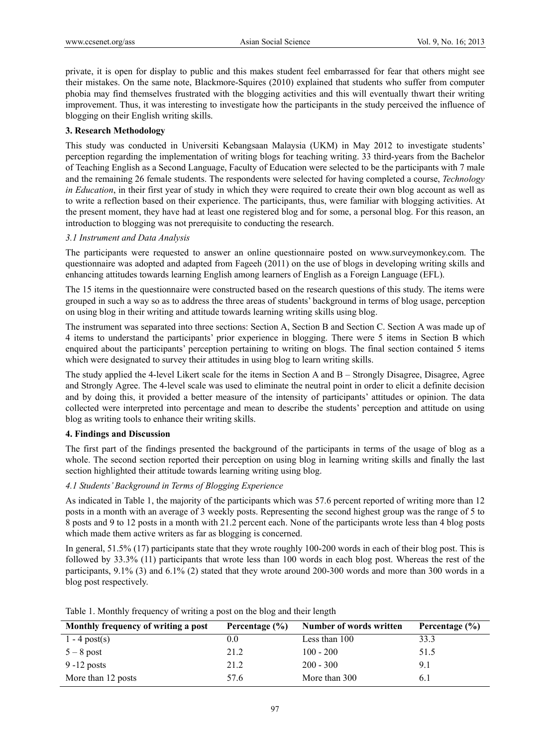private, it is open for display to public and this makes student feel embarrassed for fear that others might see their mistakes. On the same note, Blackmore-Squires (2010) explained that students who suffer from computer phobia may find themselves frustrated with the blogging activities and this will eventually thwart their writing improvement. Thus, it was interesting to investigate how the participants in the study perceived the influence of blogging on their English writing skills.

## 3. Research Methodology

This study was conducted in Universiti Kebangsaan Malaysia (UKM) in May 2012 to investigate students' perception regarding the implementation of writing blogs for teaching writing. 33 third-years from the Bachelor of Teaching English as a Second Language, Faculty of Education were selected to be the participants with 7 male and the remaining 26 female students. The respondents were selected for having completed a course, *Technology in Education*, in their first year of study in which they were required to create their own blog account as well as to write a reflection based on their experience. The participants, thus, were familiar with blogging activities. At the present moment, they have had at least one registered blog and for some, a personal blog. For this reason, an introduction to blogging was not prerequisite to conducting the research.

### *3.1 Instrument and Data Analysis*

The participants were requested to answer an online questionnaire posted on www.surveymonkey.com. The questionnaire was adopted and adapted from Fageeh (2011) on the use of blogs in developing writing skills and enhancing attitudes towards learning English among learners of English as a Foreign Language (EFL).

The 15 items in the questionnaire were constructed based on the research questions of this study. The items were grouped in such a way so as to address the three areas of students' background in terms of blog usage, perception on using blog in their writing and attitude towards learning writing skills using blog.

The instrument was separated into three sections: Section A, Section B and Section C. Section A was made up of 4 items to understand the participants' prior experience in blogging. There were 5 items in Section B which enquired about the participants' perception pertaining to writing on blogs. The final section contained 5 items which were designated to survey their attitudes in using blog to learn writing skills.

The study applied the 4-level Likert scale for the items in Section A and B – Strongly Disagree, Disagree, Agree and Strongly Agree. The 4-level scale was used to eliminate the neutral point in order to elicit a definite decision and by doing this, it provided a better measure of the intensity of participants' attitudes or opinion. The data collected were interpreted into percentage and mean to describe the students' perception and attitude on using blog as writing tools to enhance their writing skills.

## 4. Findings and Discussion

The first part of the findings presented the background of the participants in terms of the usage of blog as a whole. The second section reported their perception on using blog in learning writing skills and finally the last section highlighted their attitude towards learning writing using blog.

### *4.1 Students' Background in Terms of Blogging Experience*

As indicated in Table 1, the majority of the participants which was 57.6 percent reported of writing more than 12 posts in a month with an average of 3 weekly posts. Representing the second highest group was the range of 5 to 8 posts and 9 to 12 posts in a month with 21.2 percent each. None of the participants wrote less than 4 blog posts which made them active writers as far as blogging is concerned.

In general, 51.5% (17) participants state that they wrote roughly 100-200 words in each of their blog post. This is followed by 33.3% (11) participants that wrote less than 100 words in each blog post. Whereas the rest of the participants, 9.1% (3) and 6.1% (2) stated that they wrote around 200-300 words and more than 300 words in a blog post respectively.

Table 1. Monthly frequency of writing a post on the blog and their length

| Monthly frequency of writing a post | Percentage (%) | Number of words written | Percentage (%) |
|---|---|---|---|
| 1 - 4 post(s) | 0.0 | Less than 100 | 33.3 |
| 5 – 8 post | 21.2 | 100 - 200 | 51.5 |
| 9 -12 posts | 21.2 | 200 - 300 | 9.1 |
| More than 12 posts | 57.6 | More than 300 | 6.1 |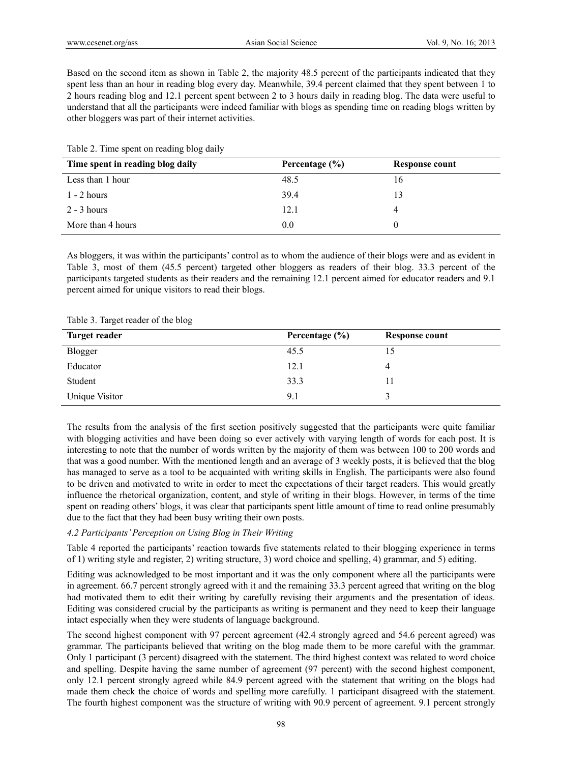Based on the second item as shown in Table 2, the majority 48.5 percent of the participants indicated that they spent less than an hour in reading blog every day. Meanwhile, 39.4 percent claimed that they spent between 1 to 2 hours reading blog and 12.1 percent spent between 2 to 3 hours daily in reading blog. The data were useful to understand that all the participants were indeed familiar with blogs as spending time on reading blogs written by other bloggers was part of their internet activities.

Table 2. Time spent on reading blog daily

| Time spent in reading blog daily | Percentage (%) | Response count |
|---|---|---|
| Less than 1 hour | 48.5 | 16 |
| 1 - 2 hours | 39.4 | 13 |
| 2 - 3 hours | 12.1 | 4 |
| More than 4 hours | 0.0 | 0 |

As bloggers, it was within the participants' control as to whom the audience of their blogs were and as evident in Table 3, most of them (45.5 percent) targeted other bloggers as readers of their blog. 33.3 percent of the participants targeted students as their readers and the remaining 12.1 percent aimed for educator readers and 9.1 percent aimed for unique visitors to read their blogs.

Table 3. Target reader of the blog

| Target reader | Percentage (%) | Response count |
|---|---|---|
| Blogger | 45.5 | 15 |
| Educator | 12.1 | 4 |
| Student | 33.3 | 11 |
| Unique Visitor | 9.1 | 3 |

The results from the analysis of the first section positively suggested that the participants were quite familiar with blogging activities and have been doing so ever actively with varying length of words for each post. It is interesting to note that the number of words written by the majority of them was between 100 to 200 words and that was a good number. With the mentioned length and an average of 3 weekly posts, it is believed that the blog has managed to serve as a tool to be acquainted with writing skills in English. The participants were also found to be driven and motivated to write in order to meet the expectations of their target readers. This would greatly influence the rhetorical organization, content, and style of writing in their blogs. However, in terms of the time spent on reading others' blogs, it was clear that participants spent little amount of time to read online presumably due to the fact that they had been busy writing their own posts.

### *4.2 Participants' Perception on Using Blog in Their Writing*

Table 4 reported the participants' reaction towards five statements related to their blogging experience in terms of 1) writing style and register, 2) writing structure, 3) word choice and spelling, 4) grammar, and 5) editing.

Editing was acknowledged to be most important and it was the only component where all the participants were in agreement. 66.7 percent strongly agreed with it and the remaining 33.3 percent agreed that writing on the blog had motivated them to edit their writing by carefully revising their arguments and the presentation of ideas. Editing was considered crucial by the participants as writing is permanent and they need to keep their language intact especially when they were students of language background.

The second highest component with 97 percent agreement (42.4 strongly agreed and 54.6 percent agreed) was grammar. The participants believed that writing on the blog made them to be more careful with the grammar. Only 1 participant (3 percent) disagreed with the statement. The third highest context was related to word choice and spelling. Despite having the same number of agreement (97 percent) with the second highest component, only 12.1 percent strongly agreed while 84.9 percent agreed with the statement that writing on the blogs had made them check the choice of words and spelling more carefully. 1 participant disagreed with the statement. The fourth highest component was the structure of writing with 90.9 percent of agreement. 9.1 percent strongly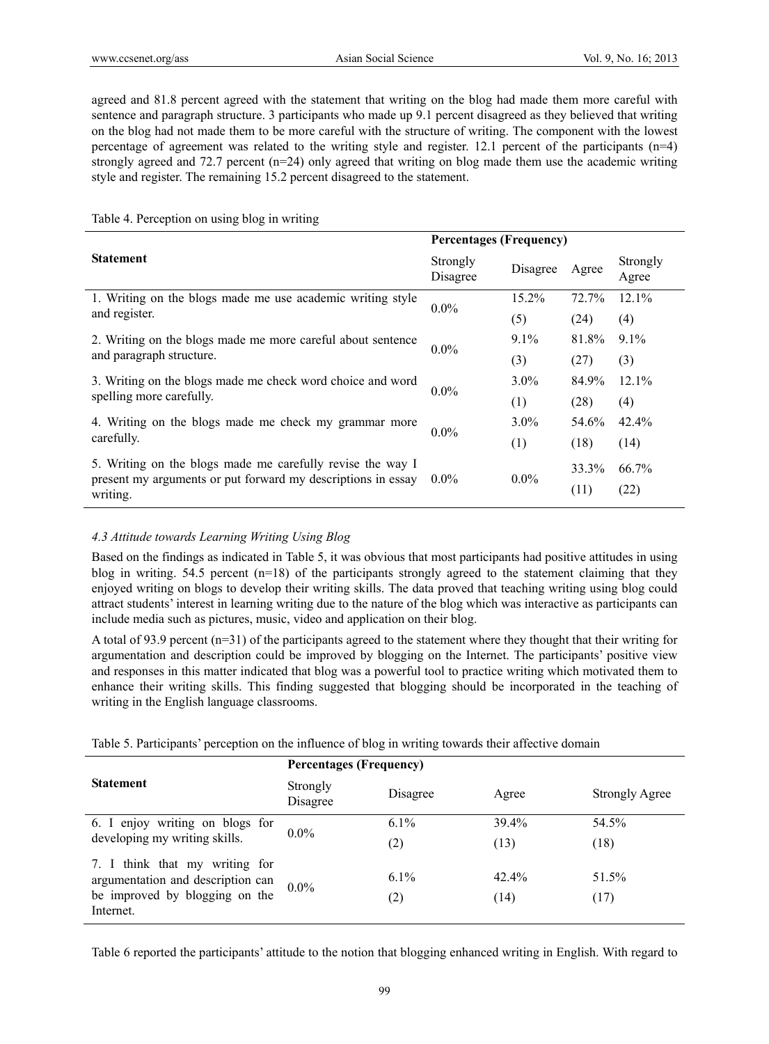agreed and 81.8 percent agreed with the statement that writing on the blog had made them more careful with sentence and paragraph structure. 3 participants who made up 9.1 percent disagreed as they believed that writing on the blog had not made them to be more careful with the structure of writing. The component with the lowest percentage of agreement was related to the writing style and register. 12.1 percent of the participants (n=4) strongly agreed and 72.7 percent (n=24) only agreed that writing on blog made them use the academic writing style and register. The remaining 15.2 percent disagreed to the statement.

Table 4. Perception on using blog in writing

| Statement | Percentages (Frequency) | | | |
|---|---|---|---|---|
| | Strongly Disagree | Disagree | Agree | Strongly Agree |
| 1. Writing on the blogs made me use academic writing style and register. | 0.0% | 15.2% (5) | 72.7% (24) | 12.1% (4) |
| 2. Writing on the blogs made me more careful about sentence and paragraph structure. | 0.0% | 9.1% (3) | 81.8% (27) | 9.1% (3) |
| 3. Writing on the blogs made me check word choice and word spelling more carefully. | 0.0% | 3.0% (1) | 84.9% (28) | 12.1% (4) |
| 4. Writing on the blogs made me check my grammar more carefully. | 0.0% | 3.0% (1) | 54.6% (18) | 42.4% (14) |
| 5. Writing on the blogs made me carefully revise the way I present my arguments or put forward my descriptions in essay writing. | 0.0% | 0.0% | 33.3% (11) | 66.7% (22) |

### *4.3 Attitude towards Learning Writing Using Blog*

Based on the findings as indicated in Table 5, it was obvious that most participants had positive attitudes in using blog in writing. 54.5 percent (n=18) of the participants strongly agreed to the statement claiming that they enjoyed writing on blogs to develop their writing skills. The data proved that teaching writing using blog could attract students' interest in learning writing due to the nature of the blog which was interactive as participants can include media such as pictures, music, video and application on their blog.

A total of 93.9 percent (n=31) of the participants agreed to the statement where they thought that their writing for argumentation and description could be improved by blogging on the Internet. The participants' positive view and responses in this matter indicated that blog was a powerful tool to practice writing which motivated them to enhance their writing skills. This finding suggested that blogging should be incorporated in the teaching of writing in the English language classrooms.

Table 5. Participants' perception on the influence of blog in writing towards their affective domain

| Statement | Percentages (Frequency) | | | |
|---|---|---|---|---|
| | Strongly Disagree | Disagree | Agree | Strongly Agree |
| 6. I enjoy writing on blogs for developing my writing skills. | 0.0% | 6.1% (2) | 39.4% (13) | 54.5% (18) |
| 7. I think that my writing for argumentation and description can be improved by blogging on the Internet. | 0.0% | 6.1% (2) | 42.4% (14) | 51.5% (17) |

Table 6 reported the participants' attitude to the notion that blogging enhanced writing in English. With regard to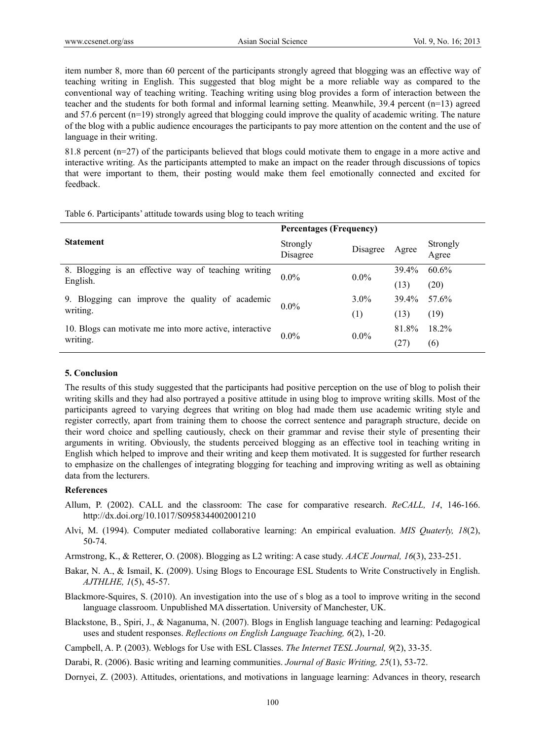item number 8, more than 60 percent of the participants strongly agreed that blogging was an effective way of teaching writing in English. This suggested that blog might be a more reliable way as compared to the conventional way of teaching writing. Teaching writing using blog provides a form of interaction between the teacher and the students for both formal and informal learning setting. Meanwhile, 39.4 percent (n=13) agreed and 57.6 percent (n=19) strongly agreed that blogging could improve the quality of academic writing. The nature of the blog with a public audience encourages the participants to pay more attention on the content and the use of language in their writing.

81.8 percent (n=27) of the participants believed that blogs could motivate them to engage in a more active and interactive writing. As the participants attempted to make an impact on the reader through discussions of topics that were important to them, their posting would make them feel emotionally connected and excited for feedback.

Table 6. Participants' attitude towards using blog to teach writing

| Statement | Percentages (Frequency) | | | |
|---|---|---|---|---|
| | Strongly Disagree | Disagree | Agree | Strongly Agree |
| 8. Blogging is an effective way of teaching writing English. | 0.0% | 0.0% | 39.4% (13) | 60.6% (20) |
| 9. Blogging can improve the quality of academic writing. | 0.0% | 3.0% (1) | 39.4% (13) | 57.6% (19) |
| 10. Blogs can motivate me into more active, interactive writing. | 0.0% | 0.0% | 81.8% (27) | 18.2% (6) |

## 5. Conclusion

The results of this study suggested that the participants had positive perception on the use of blog to polish their writing skills and they had also portrayed a positive attitude in using blog to improve writing skills. Most of the participants agreed to varying degrees that writing on blog had made them use academic writing style and register correctly, apart from training them to choose the correct sentence and paragraph structure, decide on their word choice and spelling cautiously, check on their grammar and revise their style of presenting their arguments in writing. Obviously, the students perceived blogging as an effective tool in teaching writing in English which helped to improve and their writing and keep them motivated. It is suggested for further research to emphasize on the challenges of integrating blogging for teaching and improving writing as well as obtaining data from the lecturers.

## References

Allum, P. (2002). CALL and the classroom: The case for comparative research. *ReCALL, 14*, 146-166. http://dx.doi.org/10.1017/S0958344002001210

Alvi, M. (1994). Computer mediated collaborative learning: An empirical evaluation. *MIS Quaterly, 18*(2), 50-74.

Armstrong, K., & Retterer, O. (2008). Blogging as L2 writing: A case study. *AACE Journal, 16*(3), 233-251.

Bakar, N. A., & Ismail, K. (2009). Using Blogs to Encourage ESL Students to Write Constructively in English. *AJTHLHE, 1*(5), 45-57.

Blackmore-Squires, S. (2010). An investigation into the use of s blog as a tool to improve writing in the second language classroom. Unpublished MA dissertation. University of Manchester, UK.

Blackstone, B., Spiri, J., & Naganuma, N. (2007). Blogs in English language teaching and learning: Pedagogical uses and student responses. *Reflections on English Language Teaching, 6*(2), 1-20.

Campbell, A. P. (2003). Weblogs for Use with ESL Classes. *The Internet TESL Journal, 9*(2), 33-35.

Darabi, R. (2006). Basic writing and learning communities. *Journal of Basic Writing, 25*(1), 53-72.

Dornyei, Z. (2003). Attitudes, orientations, and motivations in language learning: Advances in theory, research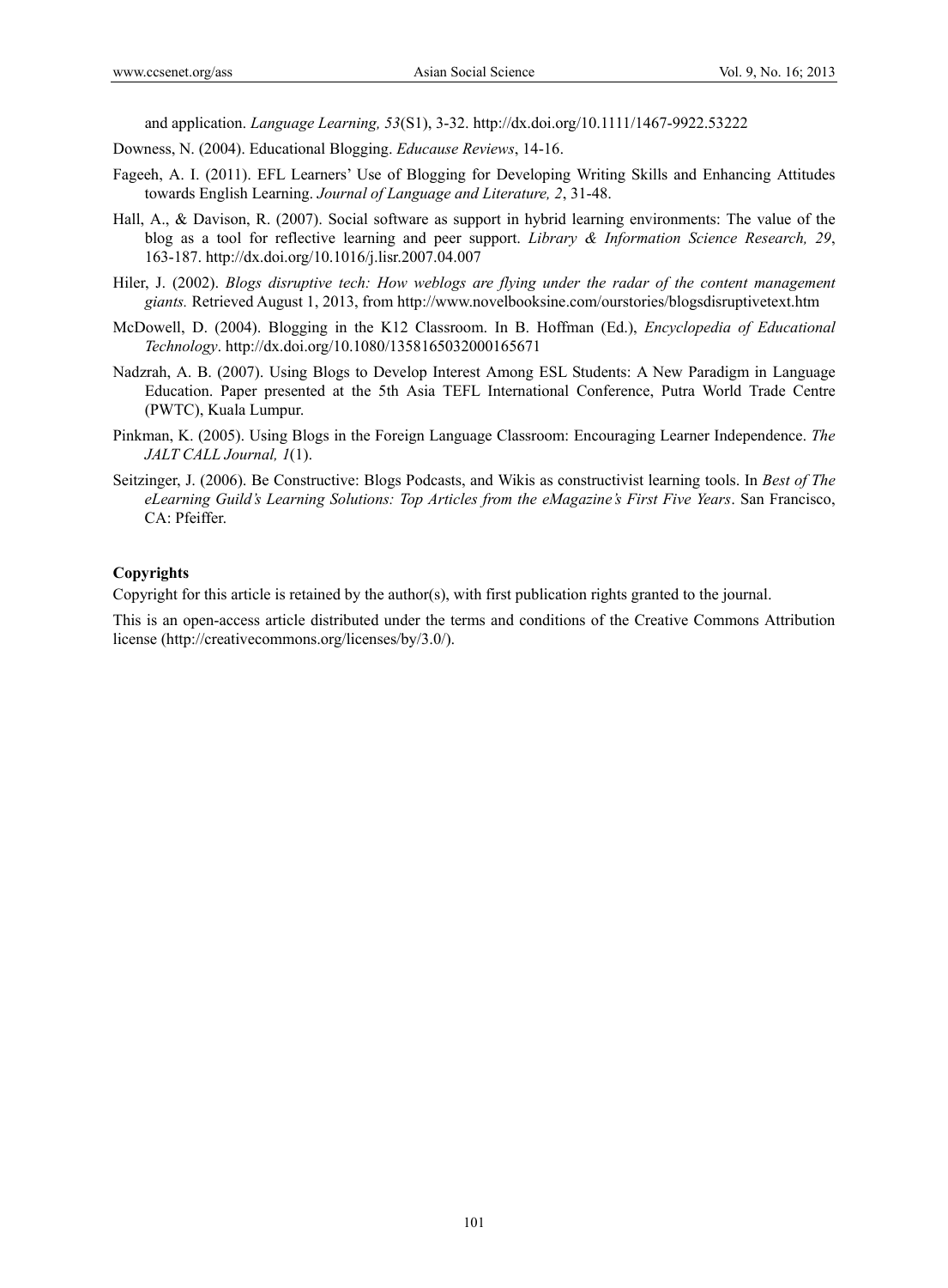and application. *Language Learning, 53*(S1), 3-32. http://dx.doi.org/10.1111/1467-9922.53222

Downess, N. (2004). Educational Blogging. *Educause Reviews*, 14-16.

Fageeh, A. I. (2011). EFL Learners' Use of Blogging for Developing Writing Skills and Enhancing Attitudes towards English Learning. *Journal of Language and Literature, 2*, 31-48.

Hall, A., & Davison, R. (2007). Social software as support in hybrid learning environments: The value of the blog as a tool for reflective learning and peer support. *Library & Information Science Research, 29*, 163-187. http://dx.doi.org/10.1016/j.lisr.2007.04.007

Hiler, J. (2002). *Blogs disruptive tech: How weblogs are flying under the radar of the content management giants.* Retrieved August 1, 2013, from http://www.novelbooksine.com/ourstories/blogsdisruptivetext.htm

McDowell, D. (2004). Blogging in the K12 Classroom. In B. Hoffman (Ed.), *Encyclopedia of Educational Technology*. http://dx.doi.org/10.1080/1358165032000165671

Nadzrah, A. B. (2007). Using Blogs to Develop Interest Among ESL Students: A New Paradigm in Language Education. Paper presented at the 5th Asia TEFL International Conference, Putra World Trade Centre (PWTC), Kuala Lumpur.

Pinkman, K. (2005). Using Blogs in the Foreign Language Classroom: Encouraging Learner Independence. *The JALT CALL Journal, 1*(1).

Seitzinger, J. (2006). Be Constructive: Blogs Podcasts, and Wikis as constructivist learning tools. In *Best of The eLearning Guild's Learning Solutions: Top Articles from the eMagazine's First Five Years*. San Francisco, CA: Pfeiffer.

**Copyrights**

Copyright for this article is retained by the author(s), with first publication rights granted to the journal.

This is an open-access article distributed under the terms and conditions of the Creative Commons Attribution license (http://creativecommons.org/licenses/by/3.0/).